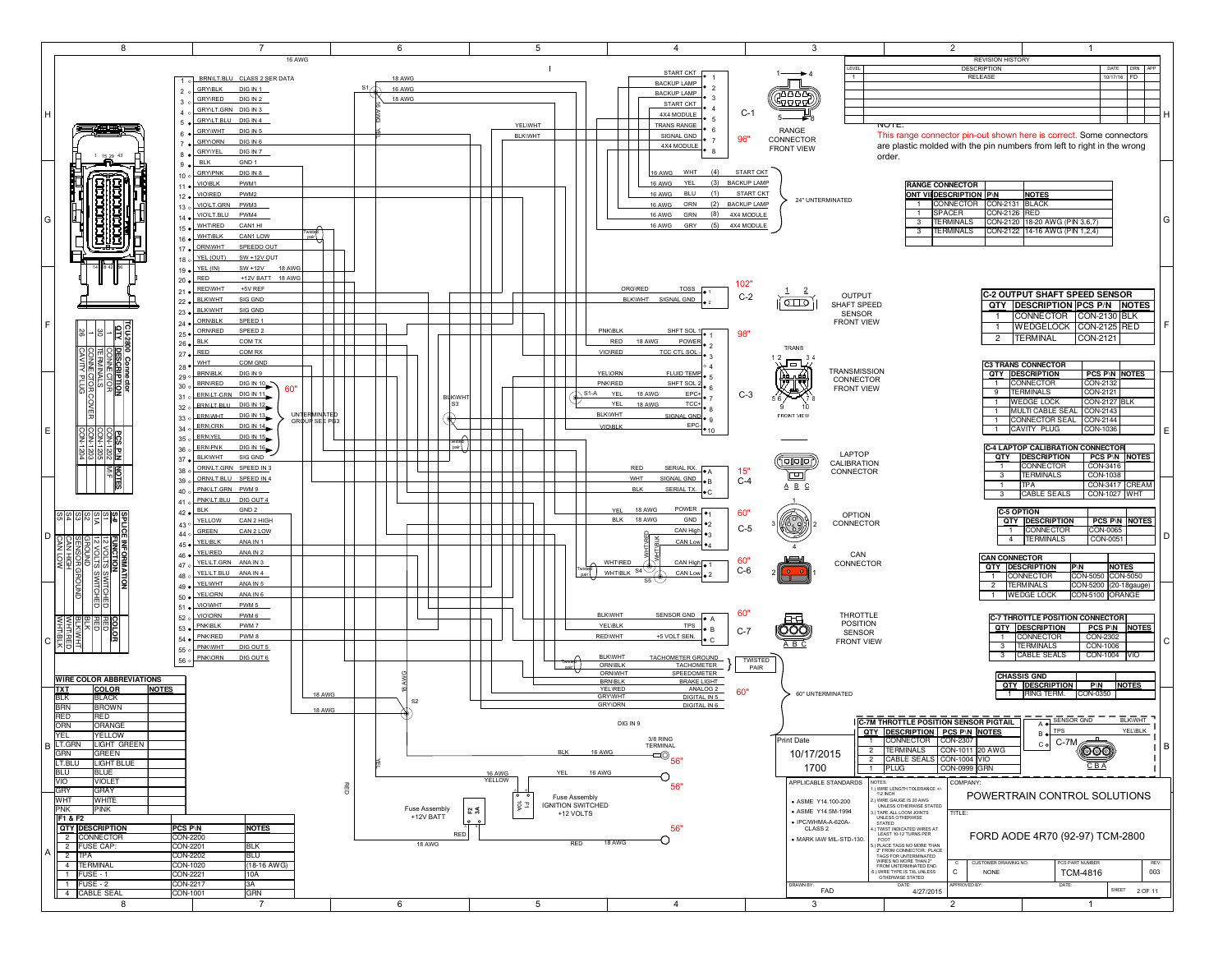## REVISION HISTORY

| LEVEL | DESCRIPTION | DATE | DRN | APP |
|---|---|---|---|---|
| 1 | RELEASE | 10/17/16 | FD | |

NOTE:
This range connector pin-out shown here is correct. Some connectors are plastic molded with the pin numbers from left to right in the wrong order.

## TCU-2800 Connector Pin Assignments

| Pin | Color | Description |
|---|---|---|
| 1 | BRN\LT.BLU | CLASS 2 SER DATA |
| 2 | GRY\BLK | DIG IN 1 |
| 3 | GRY\RED | DIG IN 2 |
| 4 | GRY\LT.GRN | DIG IN 3 |
| 5 | GRY\LT.BLU | DIG IN 4 |
| 6 | GRY\WHT | DIG IN 5 |
| 7 | GRY\ORN | DIG IN 6 |
| 8 | GRY\YEL | DIG IN 7 |
| 9 | BLK | GND 1 |
| 10 | GRY\PNK | DIG IN 8 |
| 11 | VIO\BLK | PWM1 |
| 12 | VIO\RED | PWM2 |
| 13 | VIO\LT.GRN | PWM3 |
| 14 | VIO\LT.BLU | PWM4 |
| 15 | WHT\RED | CAN1 HI |
| 16 | WHT\BLK | CAN1 LOW |
| 17 | ORN\WHT | SPEEDO OUT |
| 18 | YEL (OUT) | SW +12V OUT |
| 19 | YEL (IN) | SW +12V |
| 20 | RED | +12V BATT |
| 21 | RED\WHT | +5V REF |
| 22 | BLK\WHT | SIG GND |
| 23 | BLK\WHT | SIG GND |
| 24 | ORN\BLK | SPEED 1 |
| 25 | ORN\RED | SPEED 2 |
| 26 | BLK | COM TX |
| 27 | RED | COM RX |
| 28 | WHT | COM GND |
| 29 | BRN\BLK | DIG IN 9 |
| 30 | BRN\RED | DIG IN 10 |
| 31 | BRN\LT.GRN | DIG IN 11 |
| 32 | BRN\LT.BLU | DIG IN 12 |
| 33 | BRN\WHT | DIG IN 13 |
| 34 | BRN\ORN | DIG IN 14 |
| 35 | BRN\YEL | DIG IN 15 |
| 36 | BRN\PNK | DIG IN 16 |
| 37 | BLK\WHT | SIG GND |
| 38 | ORN\LT.GRN | SPEED IN 3 |
| 39 | ORN\LT.BLU | SPEED IN 4 |
| 40 | PNK\LT.GRN | PWM 9 |
| 41 | PNK\LT.BLU | DIG OUT 4 |
| 42 | BLK | GND 2 |
| 43 | YELLOW | CAN 2 HIGH |
| 44 | GREEN | CAN 2 LOW |
| 45 | YEL\BLK | ANA IN 1 |
| 46 | YEL\RED | ANA IN 2 |
| 47 | YEL\LT.GRN | ANA IN 3 |
| 48 | YEL\LT.BLU | ANA IN 4 |
| 49 | YEL\WHT | ANA IN 5 |
| 50 | YEL\ORN | ANA IN 6 |
| 51 | VIO\WHT | PWM 5 |
| 52 | VIO\ORN | PWM 6 |
| 53 | PNK\BLK | PWM 7 |
| 54 | PNK\RED | PWM 8 |
| 55 | PNK\WHT | DIG OUT 5 |
| 56 | PNK\ORN | DIG OUT 6 |

DIG IN 10–16: UNTERMINATED GROUP SEE PG3 (60")

## C-1 RANGE CONNECTOR FRONT VIEW (96")

| Pin | Color | Description |
|---|---|---|
| 1 | WHT | START CKT |
| 2 | YEL | BACKUP LAMP |
| 3 | BLU | BACKUP LAMP |
| 4 | | START CKT |
| 5 | | 4X4 MODULE |
| 6 | YEL\WHT | TRANS RANGE |
| 7 | BLK\WHT | SIGNAL GND |
| 8 | | 4X4 MODULE |

24" UNTERMINATED:

| Wire | Color | (Pin) | Description |
|---|---|---|---|
| 16 AWG | WHT | (4) | START CKT |
| 16 AWG | YEL | (3) | BACKUP LAMP |
| 16 AWG | BLU | (1) | START CKT |
| 16 AWG | ORN | (2) | BACKUP LAMP |
| 16 AWG | GRN | (8) | 4X4 MODULE |
| 16 AWG | GRY | (5) | 4X4 MODULE |

| RANGE CONNECTOR QTY | DESCRIPTION | P\N | NOTES |
|---|---|---|---|
| 1 | CONNECTOR | CON-2131 | BLACK |
| 1 | SPACER | CON-2126 | RED |
| 3 | TERMINALS | CON-2120 | 18-20 AWG (PIN 3,6,7) |
| 3 | TERMINALS | CON-2122 | 14-16 AWG (PIN 1,2,4) |

## C-2 OUTPUT SHAFT SPEED SENSOR FRONT VIEW (102")

| Pin | Color | Description |
|---|---|---|
| 1 | ORG\RED | TOSS |
| 2 | BLK\WHT | SIGNAL GND |

| QTY | DESCRIPTION | PCS P/N | NOTES |
|---|---|---|---|
| 1 | CONNECTOR | CON-2130 | BLK |
| 1 | WEDGELOCK | CON-2125 | RED |
| 2 | TERMINAL | CON-2121 | |

## C-3 TRANSMISSION CONNECTOR FRONT VIEW (98")

| Pin | Color | Wire | Description |
|---|---|---|---|
| 1 | PNK\BLK | | SHFT SOL 1 |
| 2 | RED | 18 AWG | POWER |
| 3 | VIO\RED | | TCC CTL SOL |
| 4 | | | |
| 5 | YEL\ORN | | FLUID TEMP |
| 6 | PNK\RED | | SHFT SOL 2 |
| 7 | YEL (S1-A) | 18 AWG | EPC+ |
| 8 | YEL | 18 AWG | TCC+ |
| 9 | BLK\WHT | | SIGNAL GND |
| 10 | VIO\BLK | | EPC- |

| C3 TRANS CONNECTOR QTY | DESCRIPTION | PCS P\N | NOTES |
|---|---|---|---|
| 1 | CONNECTOR | CON-2132 | |
| 9 | TERMINALS | CON-2121 | |
| 1 | WEDGE LOCK | CON-2127 | BLK |
| 1 | MULTI CABLE SEAL | CON-2143 | |
| 1 | CONNECTOR SEAL | CON-2144 | |
| 1 | CAVITY PLUG | CON-1036 | |

## C-4 LAPTOP CALIBRATION CONNECTOR (15")

| Pin | Color | Description |
|---|---|---|
| A | RED | SERIAL RX. |
| B | WHT | SIGNAL GND |
| C | BLK | SERIAL TX. |

| QTY | DESCRIPTION | PCS P\N | NOTES |
|---|---|---|---|
| 1 | CONNECTOR | CON-3416 | |
| 3 | TERMINALS | CON-1038 | |
| 1 | TPA | CON-3417 | CREAM |
| 3 | CABLE SEALS | CON-1027 | WHT |

## C-5 OPTION CONNECTOR (60")

| Pin | Color | Wire | Description |
|---|---|---|---|
| 1 | YEL | 18 AWG | POWER |
| 2 | BLK | 18 AWG | GND |
| 3 | WHT\BLK | | CAN High |
| 4 | WHT\RED | | CAN Low |

| C-5 OPTION QTY | DESCRIPTION | PCS P\N | NOTES |
|---|---|---|---|
| 1 | CONNECTOR | CON-0065 | |
| 4 | TERMINALS | CON-0051 | |

## C-6 CAN CONNECTOR (60")

| Pin | Color | Description |
|---|---|---|
| 1 | WHT\RED | CAN High |
| 2 | WHT\BLK (S4) | CAN Low |

| CAN CONNECTOR QTY | DESCRIPTION | P\N | NOTES |
|---|---|---|---|
| 1 | CONNECTOR | CON-5050 | CON-5050 |
| 2 | TERMINALS | CON-5200 | (20-18gauge) |
| 1 | WEDGE LOCK | CON-5100 | ORANGE |

## C-7 THROTTLE POSITION SENSOR FRONT VIEW (60")

| Pin | Color | Description |
|---|---|---|
| A | BLK\WHT | SENSOR GND |
| B | YEL\BLK | TPS |
| C | RED\WHT | +5 VOLT SEN. |

| C-7 THROTTLE POSITION CONNECTOR QTY | DESCRIPTION | PCS P\N | NOTES |
|---|---|---|---|
| 1 | CONNECTOR | CON-2302 | |
| 3 | TERMINALS | CON-1006 | |
| 3 | CABLE SEALS | CON-1004 | VIO |

## 60" UNTERMINATED

| Color | Description |
|---|---|
| BLK\WHT | TACHOMETER GROUND (TWISTED PAIR) |
| ORN\BLK | TACHOMETER (TWISTED PAIR) |
| ORN\WHT | SPEEDOMETER |
| BRN\BLK | BRAKE LIGHT |
| YEL\RED | ANALOG 2 |
| GRY\WHT | DIGITAL IN 5 |
| GRY\ORN | DIGITAL IN 6 |

DIG IN 9 — BLK 16 AWG — 3/8 RING TERMINAL (56")

YEL 16 AWG (56") — Fuse Assembly IGNITION SWITCHED +12 VOLTS (F1 10A)

RED 18 AWG (56") — Fuse Assembly +12V BATT (F2 3A)

| CHASSIS GND QTY | DESCRIPTION | P\N | NOTES |
|---|---|---|---|
| 1 | RING TERM. | CON-0350 | |

## C-7M THROTTLE POSITION SENSOR PIGTAIL

| Pin | Color | Description |
|---|---|---|
| A | BLK\WHT | SENSOR GND |
| B | YEL\BLK | TPS |
| C | | |

| QTY | DESCRIPTION | PCS P\N | NOTES |
|---|---|---|---|
| 1 | CONNECTOR | CON-2307 | |
| 2 | TERMINALS | CON-1011 | 20 AWG |
| 2 | CABLE SEALS | CON-1004 | VIO |
| 1 | PLUG | CON-0999 | GRN |

## TCU-2800 Connector

| QTY | DESCRIPTION | PCS P\N | NOTES |
|---|---|---|---|
| 1 | CONNECTOR | CON-1202 | M/F |
| 30 | TERMINALS | CON-1205 | |
| 1 | CONNECTOR COVER | CON-1203 | |
| 26 | CAVITY PLUG | CON-1204 | |

## SPLICE INFORMATION

| S# | FUNCTION | COLOR |
|---|---|---|
| S1A | 12 VOLTS SWITCHED | RED |
| S2 | GROUND | BLK |
| S3 | SENSOR GROUND | BLK\WHT |
| S4 | CAN HIGH | WHT\RED |
| S5 | CAN LOW | WHT\BLK |

## WIRE COLOR ABBREVIATIONS

| TXT | COLOR | NOTES |
|---|---|---|
| BLK | BLACK | |
| BRN | BROWN | |
| RED | RED | |
| ORN | ORANGE | |
| YEL | YELLOW | |
| LT.GRN | LIGHT GREEN | |
| GRN | GREEN | |
| LT.BLU | LIGHT BLUE | |
| BLU | BLUE | |
| VIO | VIOLET | |
| GRY | GRAY | |
| WHT | WHITE | |
| PNK | PINK | |

## F1 & F2

| QTY | DESCRIPTION | PCS P\N | NOTES |
|---|---|---|---|
| 2 | CONNECTOR | CON-2200 | |
| 2 | FUSE CAP: | CON-2201 | BLK |
| 2 | TPA | CON-2202 | BLU |
| 4 | TERMINAL | CON-1020 | (18-16 AWG) |
| 1 | FUSE - 1 | CON-2221 | 10A |
| 1 | FUSE - 2 | CON-2217 | 3A |
| 4 | CABLE SEAL | CON-1001 | GRN |

## Title Block

Print Date: 10/17/2015 1700

APPLICABLE STANDARDS:
- ASME Y14.100-200
- ASME Y14.5M-1994
- IPC/WHMA-A-620A-CLASS 2
- MARK IAW MIL-STD-130.

NOTES:
1.) WIRE LENGTH TOLERANCE +/- 1/2 INCH
2.) WIRE GAUGE IS 20 AWG UNLESS OTHERWISE STATED
3.) TAPE ALL LOOM JOINTS UNLESS OTHERWISE STATED
4.) TWIST INDICATED WIRES AT LEAST 10-12 TURNS PER FOOT
5.) PLACE TAGS NO MORE THAN 2" FROM CONNECTOR. PLACE TAGS FOR UNTERMINATED WIRES NO MORE THAN 2" FROM UNTERMINATED END.
6.) WIRE TYPE IS TXL UNLESS OTHERWISE STATED

COMPANY: POWERTRAIN CONTROL SOLUTIONS

TITLE: FORD AODE 4R70 (92-97) TCM-2800

| SIZE | CUSTOMER DRAWING NO. | PCS PART NUMBER | REV. |
|---|---|---|---|
| C | NONE | TCM-4816 | 003 |

DRAWN BY: FAD — DATE: 4/27/2015 — APPROVED BY: — DATE: — SHEET 2 OF 11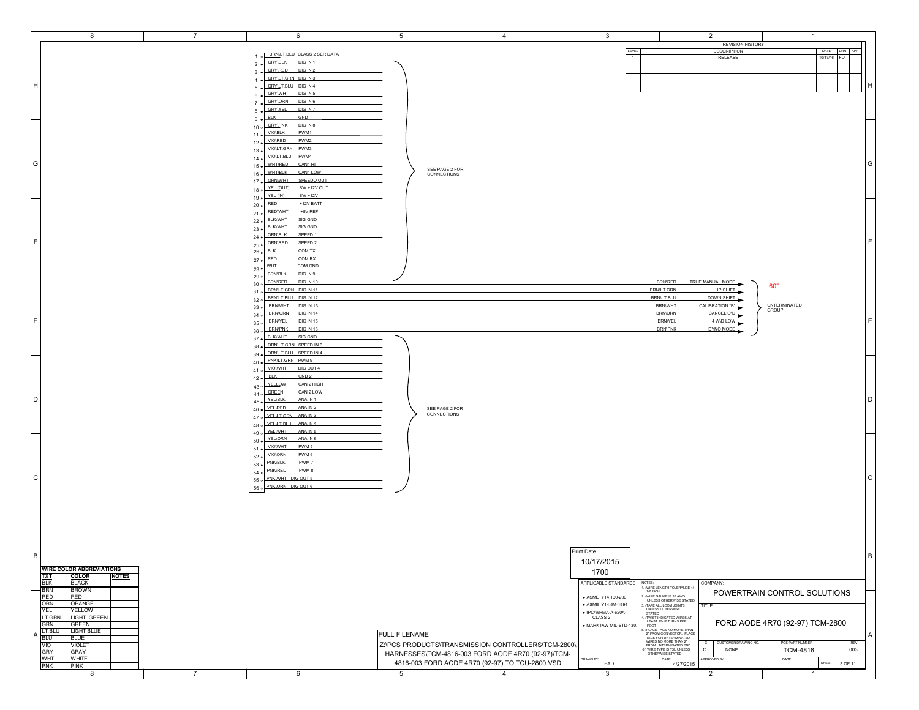## Connector Pinout

| Pin | Wire Color | Function |
|---|---|---|
| 1 | BRN\LT.BLU | CLASS 2 SER DATA |
| 2 | GRY\BLK | DIG IN 1 |
| 3 | GRY\RED | DIG IN 2 |
| 4 | GRY\LT.GRN | DIG IN 3 |
| 5 | GRY\LT.BLU | DIG IN 4 |
| 6 | GRY\WHT | DIG IN 5 |
| 7 | GRY\ORN | DIG IN 6 |
| 8 | GRY\YEL | DIG IN 7 |
| 9 | BLK | GND |
| 10 | GRY\PNK | DIG IN 8 |
| 11 | VIO\BLK | PWM1 |
| 12 | VIO\RED | PWM2 |
| 13 | VIO\LT.GRN | PWM3 |
| 14 | VIO\LT.BLU | PWM4 |
| 15 | WHT\RED | CAN1 HI |
| 16 | WHT\BLK | CAN1 LOW |
| 17 | ORN\WHT | SPEEDO OUT |
| 18 | YEL (OUT) | SW +12V OUT |
| 19 | YEL (IN) | SW +12V |
| 20 | RED | +12V BATT |
| 21 | RED\WHT | +5V REF |
| 22 | BLK\WHT | SIG GND |
| 23 | BLK\WHT | SIG GND |
| 24 | ORN\BLK | SPEED 1 |
| 25 | ORN\RED | SPEED 2 |
| 26 | BLK | COM TX |
| 27 | RED | COM RX |
| 28 | WHT | COM GND |
| 29 | BRN\BLK | DIG IN 9 |

Pins 2–29: SEE PAGE 2 FOR CONNECTIONS

| Pin | Wire Color | Function | Wire Color | Termination |
|---|---|---|---|---|
| 30 | BRN\RED | DIG IN 10 | BRN\RED | TRUE MANUAL MODE |
| 31 | BRN\LT.GRN | DIG IN 11 | BRN\LT.GRN | UP SHIFT |
| 32 | BRN\LT.BLU | DIG IN 12 | BRN\LT.BLU | DOWN SHIFT |
| 33 | BRN\WHT | DIG IN 13 | BRN\WHT | CALIBRATION "B" |
| 34 | BRN\ORN | DIG IN 14 | BRN\ORN | CANCEL O\D |
| 35 | BRN\YEL | DIG IN 15 | BRN\YEL | 4 W\D LOW |
| 36 | BRN\PNK | DIG IN 16 | BRN\PNK | DYNO MODE |

Pins 30–36: 60" UNTERMINATED GROUP

| Pin | Wire Color | Function |
|---|---|---|
| 37 | BLK\WHT | SIG GND |
| 38 | ORN\LT.GRN | SPEED IN 3 |
| 39 | ORN\LT.BLU | SPEED IN 4 |
| 40 | PNK\LT.GRN | PWM 9 |
| 41 | VIO\WHT | DIG OUT 4 |
| 42 | BLK | GND 2 |
| 43 | YELLOW | CAN 2 HIGH |
| 44 | GREEN | CAN 2 LOW |
| 45 | YEL\BLK | ANA IN 1 |
| 46 | YEL\RED | ANA IN 2 |
| 47 | YEL\LT.GRN | ANA IN 3 |
| 48 | YEL\LT.BLU | ANA IN 4 |
| 49 | YEL\WHT | ANA IN 5 |
| 50 | YEL\ORN | ANA IN 6 |
| 51 | VIO\WHT | PWM 5 |
| 52 | VIO\ORN | PWM 6 |
| 53 | PNK\BLK | PWM 7 |
| 54 | PNK\RED | PWM 8 |
| 55 | PNK\WHT | DIG OUT 5 |
| 56 | PNK\ORN | DIG OUT 6 |

Pins 37–56: SEE PAGE 2 FOR CONNECTIONS

## Revision History

| LEVEL | DESCRIPTION | DATE | DRN | APP |
|---|---|---|---|---|
| 1 | RELEASE | 10/17/16 | FD | |

## Wire Color Abbreviations

| TXT | COLOR | NOTES |
|---|---|---|
| BLK | BLACK | |
| BRN | BROWN | |
| RED | RED | |
| ORN | ORANGE | |
| YEL | YELLOW | |
| LT.GRN | LIGHT GREEN | |
| GRN | GREEN | |
| LT.BLU | LIGHT BLUE | |
| BLU | BLUE | |
| VIO | VIOLET | |
| GRY | GRAY | |
| WHT | WHITE | |
| PNK | PINK | |

Print Date
10/17/2015
1700

FULL FILENAME
Z:\PCS PRODUCTS\TRANSMISSION CONTROLLERS\TCM-2800\HARNESSES\TCM-4816-003 FORD AODE 4R70 (92-97)\TCM-4816-003 FORD AODE 4R70 (92-97) TO TCU-2800.VSD

APPLICABLE STANDARDS
- ASME Y14.100-200
- ASME Y14.5M-1994
- IPC/WHMA-A-620A-CLASS 2
- MARK IAW MIL-STD-130.

NOTES:
1.) WIRE LENGTH TOLERANCE +/- 1/2 INCH
2.) WIRE GAUGE IS 20 AWG UNLESS OTHERWISE STATED
3.) TAPE ALL LOOM JOINTS UNLESS OTHERWISE STATED.
4.) TWIST INDICATED WIRES AT LEAST 10-12 TURNS PER FOOT
5.) PLACE TAGS NO MORE THAN 2" FROM CONNECTOR. PLACE TAGS FOR UNTERMINATED WIRES NO MORE THAN 2" FROM UNTERMINATED END.
6.) WIRE TYPE IS TXL UNLESS OTHERWISE STATED

COMPANY: POWERTRAIN CONTROL SOLUTIONS

TITLE: FORD AODE 4R70 (92-97) TCM-2800

| SIZE | CUSTOMER DRAWING NO. | PCS PART NUMBER | REV |
|---|---|---|---|
| C | NONE | TCM-4816 | 003 |

DRAWN BY: FAD — DATE: 4/27/2015 — APPROVED BY: — DATE: — SHEET 3 OF 11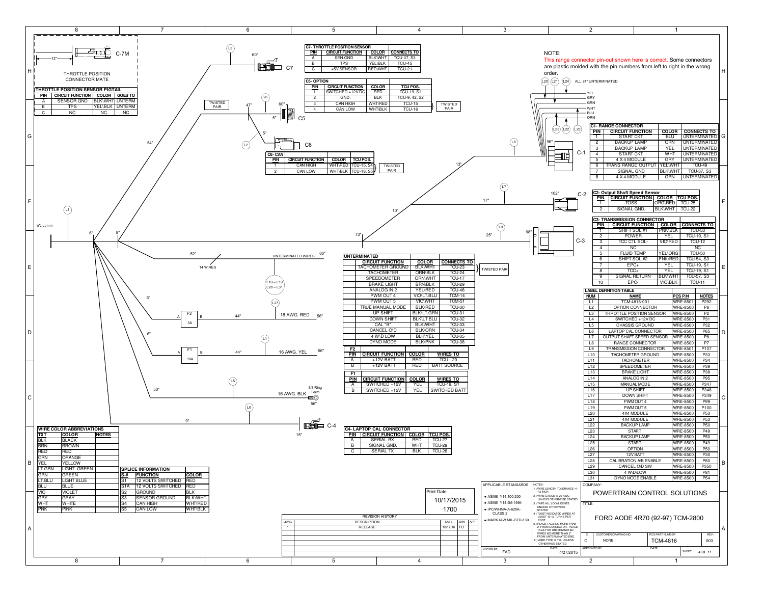# FORD AODE 4R70 (92-97) TCM-2800

C-7M

THROTTLE POSITION CONNECTOR MATE

| THROTTLE POSITION SENSOR PIGTAIL | | | |
|---|---|---|---|
| PIN | CIRCUIT FUNCTION | COLOR | GOES TO |
| A | SENSOR GND | BLK\WHT | UNTERM |
| B | TPS | YEL\BLK | UNTERM |
| C | NC | NC | NC |

| C7- THROTTLE POSITION SENSOR | | | |
|---|---|---|---|
| PIN | CIRCUIT FUNCTION | COLOR | CONNECTS TO |
| A | SEN.GND | BLK\WHT | TCU-37, S3 |
| B | TPS | YEL\BLK | TCU-45 |
| C | +5V SENSOR | RED\WHT | TCU-21 |

| C5- OPTION | | | |
|---|---|---|---|
| PIN | CIRCUIT FUNCTION | COLOR | TCU POS. |
| 1 | SWITCHED +12VDC | RED | TCU-19, S1 |
| 2 | GND. | BLK | TCU-9, 42, S2 |
| 3 | CAN HIGH | WHT\RED | TCU-15 |
| 4 | CAN LOW | WHT\BLK | TCU-16 |

TWISTED PAIR

| C6- CAN | | | |
|---|---|---|---|
| PIN | CIRCUIT FUNCTION | COLOR | TCU POS. |
| 1 | CAN HIGH | WHT\RED | TCU-15, S4 |
| 2 | CAN LOW | WHT\BLK | TCU-16, S5 |

TWISTED PAIR

NOTE:
This range connector pin-out shown here is correct. Some connectors are plastic molded with the pin numbers from left to right in the wrong order.

ALL 24" UNTERMINATED

YEL, GRY, GRN, WHT, BLU, ORN

| C1- RANGE CONNECTOR | | | |
|---|---|---|---|
| PIN | CIRCUIT FUNCTION | COLOR | CONNECTS TO |
| 1 | START CKT | BLU | UNTERMINATED |
| 2 | BACKUP LAMP | ORN | UNTERMINATED |
| 3 | BACKUP LAMP | YEL | UNTERMINATED |
| 4 | START CKT | WHT | UNTERMINATED |
| 5 | 4 X 4 MODULE | GRY | UNTERMINATED |
| 6 | TRANS RANGE OUTPUT | YEL\WHT | TCU-49 |
| 7 | SIGNAL GND | BLK\WHT | TCU-37, S3 |
| 8 | 4 X 4 MODULE | GRN | UNTERMINATED |

| C2- Output Shaft Speed Sensor | | | |
|---|---|---|---|
| PIN | CIRCUIT FUNCTION | COLOR | TCU POS. |
| 1 | TOSS | ORG\RED | TCU-25 |
| 2 | SIGNAL GND. | BLK\WHT | TCU-22 |

| C3- TRANSMISSION CONNECTOR | | | |
|---|---|---|---|
| PIN | CIRCUIT FUNCTION | COLOR | CONNECTS TO |
| 1 | SHIFT SOL #1 | PNK\BLK | TCU-53 |
| 2 | POWER | YEL | TCU-19, S1 |
| 3 | TCC CTL SOL- | VIO\RED | TCU-12 |
| 4 | NC | | NC |
| 5 | FLUID TEMP | YEL\ORG | TCU-50 |
| 6 | SHIFT SOL #2 | PNK\RED | TCU-54, S3 |
| 7 | EPC+ | YEL | TCU-19, S1 |
| 8 | TCC+ | YEL | TCU-19, S1 |
| 9 | SIGNAL RETURN | BLK\WHT | TCU-57, S3 |
| 10 | EPC- | VIO\BLK | TCU-11 |

TCU-2800

14 WIRES — UNTERMINATED WIRES

| UNTERMINATED | | |
|---|---|---|
| CIRCUIT FUNCTION | COLOR | CONNECTS TO |
| TACHOMETER GROUND | BLK\WHT | TCU-23 |
| TACHOMETER | ORN\BLK | TCU-24 |
| SPEEDOMETER | ORN\WHT | TCU-17 |
| BRAKE LIGHT | BRN\BLK | TCU-29 |
| ANALOG IN 2 | YEL\RED | TCU-46 |
| PWM OUT 4 | VIO\LT.BLU | TCM-14 |
| PWM OUT 5 | VIO\WHT | TCM-51 |
| TRUE MANUAL MODE | BLK\RED | TCU-30 |
| UP SHIFT | BLK\LT.GRN | TCU-31 |
| DOWN SHIFT | BLK\LT.BLU | TCU-32 |
| CAL "B" | BLK\WHT | TCU-33 |
| CANCEL O\D | BLK\ORN | TCU-34 |
| 4 W\D LOW | BLK\YEL | TCU-35 |
| DYNO MODE | BLK\PNK | TCU-36 |

TWISTED PAIR

F2 3A — 18 AWG. RED

F1 10A — 16 AWG. YEL

| F2 | | | |
|---|---|---|---|
| PIN | CIRCUIT FUNCTION | COLOR | WIRES TO |
| A | +12V BATT | RED | TCU- 20 |
| B | +12V BATT | RED | BATT SOURCE |

| F1 | | | |
|---|---|---|---|
| PIN | CIRCUIT FUNCTION | COLOR | WIRES TO |
| A | SWITCHED +12V | YEL | TCU-19, S1 |
| B | SWITCHED +12V | YEL | SWITCHED BATT |

16 AWG. BLK — 3/8 Ring Term

C-4

| C4- LAPTOP CAL CONNECTOR | | | |
|---|---|---|---|
| PIN | CIRCUIT FUNCTION | COLOR | TCU POS. |
| A | SERIAL RX. | RED | TCU-27 |
| B | SIGNAL GND. | WHT | TCU-28 |
| C | SERIAL TX. | BLK | TCU-26 |

| WIRE COLOR ABBREVIATIONS | | |
|---|---|---|
| TXT | COLOR | NOTES |
| BLK | BLACK | |
| BRN | BROWN | |
| RED | RED | |
| ORN | ORANGE | |
| YEL | YELLOW | |
| LT.GRN | LIGHT GREEN | |
| GRN | GREEN | |
| LT.BLU | LIGHT BLUE | |
| BLU | BLUE | |
| VIO | VIOLET | |
| GRY | GRAY | |
| WHT | WHITE | |
| PNK | PINK | |

| SPLICE INFORMATION | | |
|---|---|---|
| S-# | FUNCTION | COLOR |
| S1 | 12 VOLTS SWITCHED | RED |
| S1A | 12 VOLTS SWITCHED | RED |
| S2 | GROUND | BLK |
| S3 | SENSOR GROUND | BLK\WHT |
| S4 | CAN HIGH | WHT\RED |
| S5 | CAN LOW | WHT\BLK |

| LABEL DEFINITION TABLE | | | |
|---|---|---|---|
| NUM | NAME | PCS P/N | NOTES |
| L1 | TCM-4816-001 | WRE-8501 | P292 |
| L2 | OPTION CONNECTOR | WRE-8500 | P6 |
| L3 | THROTTLE POSITION SENSOR | WRE-8500 | P2 |
| L4 | SWITCHED +12V DC | WRE-8500 | P31 |
| L5 | CHASSIS GROUND | WRE-8500 | P32 |
| L6 | LAPTOP CAL CONNECTOR | WRE-8500 | P65 |
| L7 | OUTPUT SHAFT SPEED SENSOR | WRE-8500 | P8 |
| L8 | RANGE CONNECTOR | WRE-8500 | P7 |
| L9 | TRANSMISSION CONNECTOR | WRE-8501 | P107 |
| L10 | TACHOMETER GROUND | WRE-8500 | P33 |
| L11 | TACHOMETER | WRE-8500 | P34 |
| L12 | SPEEDOMETER | WRE-8500 | P39 |
| L13 | BRAKE LIGHT | WRE-8500 | P38 |
| L14 | ANALOG IN 2 | WRE-8500 | P95 |
| L15 | MANUAL MODE | WRE-8500 | P347 |
| L16 | UP SHIFT | WRE-8500 | P348 |
| L17 | DOWN SHIFT | WRE-8500 | P349 |
| L18 | PWM OUT 4 | WRE-8500 | P99 |
| L19 | PWM OUT 5 | WRE-8500 | P100 |
| L20 | 4X4 MODULE | WRE-8500 | P53 |
| L21 | 4X4 MODULE | WRE-8500 | P53 |
| L22 | BACKUP LAMP | WRE-8500 | P50 |
| L23 | START | WRE-8500 | P49 |
| L24 | BACKUP LAMP | WRE-8500 | P50 |
| L25 | START | WRE-8500 | P49 |
| L26 | OPTION | WRE-8500 | P50 |
| L27 | 12V BATT | WRE-8500 | P30 |
| L28 | CALIBRATION A/B ENABLE | WRE-8500 | P80 |
| L29 | CANCEL O\D SW | WRE-8500 | P350 |
| L30 | 4 W\D LOW | WRE-8500 | P81 |
| L31 | DYNO MODE ENABLE | WRE-8500 | P54 |

Print Date: 10/17/2015 1700

| REVISION HISTORY | | | | |
|---|---|---|---|---|
| LEVEL | DESCRIPTION | DATE | DRN | APP |
| 1 | RELEASE | 10/17/16 | FD | |

APPLICABLE STANDARDS
- ASME Y14.100-200
- ASME Y14.5M-1994
- IPC/WHMA-A-620A-CLASS 2
- MARK IAW MIL-STD-130

NOTES:
1.) WIRE LENGTH TOLERANCE +/- 1/2 INCH
2.) WIRE GAUGE IS 20 AWG UNLESS OTHERWISE STATED
3.) TAPE ALL LOOM JOINTS UNLESS OTHERWISE STATED
4.) TWIST INDICATED WIRES AT LEAST 10-12 TURNS PER FOOT
5.) PLACE TAGS NO MORE THAN 2" FROM CONNECTOR. PLACE TAGS FOR UNTERMINATED WIRES NO MORE THAN 2" FROM UNTERMINATED END.
6.) WIRE TYPE IS TXL UNLESS OTHERWISE STATED

COMPANY: POWERTRAIN CONTROL SOLUTIONS

TITLE: FORD AODE 4R70 (92-97) TCM-2800

SIZE: C — CUSTOMER DRAWING NO.: NONE — PCS PART NUMBER: TCM-4816 — REV: 003

DRAWN BY: FAD — DATE: 4/27/2015 — APPROVED BY: — DATE: — SHEET 4 OF 11